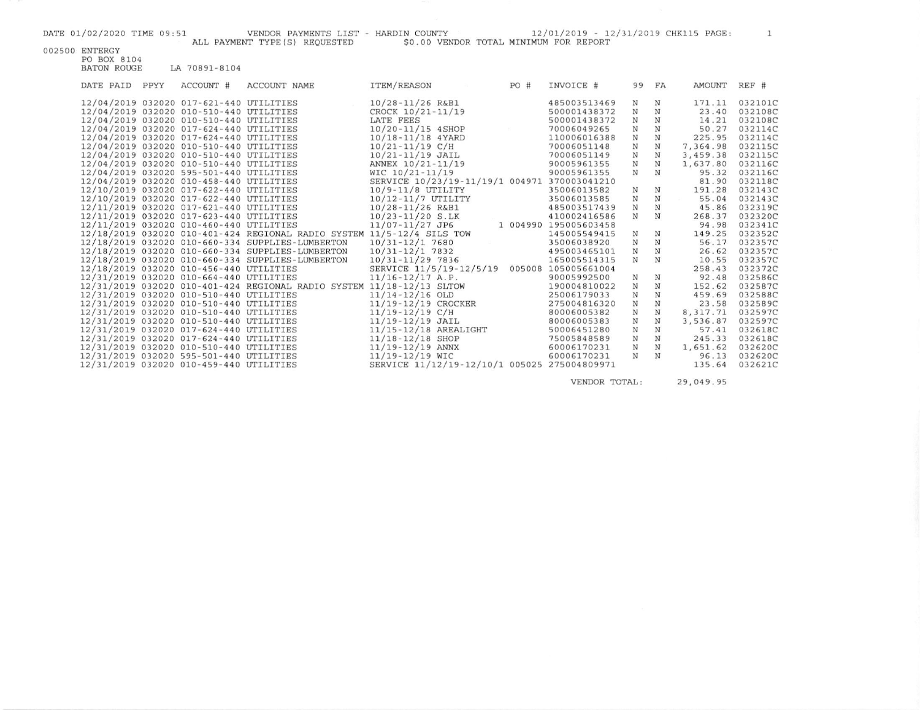DATE 01/02/2020 TIME 09:51 VENDOR PAYMENTS LIST - HARDIN COUNTY 12/01/2019 - 12/31/2019 CHK115 PAGE: 1

ALL PAYMENT TYPE(S) REQUESTED $0.00 VENDOR TOTAL MINIMUM FOR REPORT

002500 ENTERGY
PO BOX 8104
BATON ROUGE LA 70891-8104

| DATE PAID | PPYY | ACCOUNT # | ACCOUNT NAME | ITEM/REASON | PO # | INVOICE # | 99 | FA | AMOUNT | REF # |
|---|---|---|---|---|---|---|---|---|---|---|
| 12/04/2019 | 032020 | 017-621-440 | UTILITIES | 10/28-11/26 R&B1 | | 485003513469 | N | N | 171.11 | 032101C |
| 12/04/2019 | 032020 | 010-510-440 | UTILITIES | CROCK 10/21-11/19 | | 500001438372 | N | N | 23.40 | 032108C |
| 12/04/2019 | 032020 | 010-510-440 | UTILITIES | LATE FEES | | 500001438372 | N | N | 14.21 | 032108C |
| 12/04/2019 | 032020 | 017-624-440 | UTILITIES | 10/20-11/15 4SHOP | | 70006049265 | N | N | 50.27 | 032114C |
| 12/04/2019 | 032020 | 017-624-440 | UTILITIES | 10/18-11/18 4YARD | | 110006016388 | N | N | 225.95 | 032114C |
| 12/04/2019 | 032020 | 010-510-440 | UTILITIES | 10/21-11/19 C/H | | 70006051148 | N | N | 7,364.98 | 032115C |
| 12/04/2019 | 032020 | 010-510-440 | UTILITIES | 10/21-11/19 JAIL | | 70006051149 | N | N | 3,459.38 | 032115C |
| 12/04/2019 | 032020 | 010-510-440 | UTILITIES | ANNEX 10/21-11/19 | | 90005961355 | N | N | 1,637.80 | 032116C |
| 12/04/2019 | 032020 | 595-501-440 | UTILITIES | WIC 10/21-11/19 | | 90005961355 | N | N | 95.32 | 032116C |
| 12/04/2019 | 032020 | 010-458-440 | UTILITIES | SERVICE 10/23/19-11/19/1 | 004971 | 370003041210 | | | 81.90 | 032118C |
| 12/10/2019 | 032020 | 017-622-440 | UTILITIES | 10/9-11/8 UTILITY | | 35006013582 | N | N | 191.28 | 032143C |
| 12/10/2019 | 032020 | 017-622-440 | UTILITIES | 10/12-11/7 UTILITY | | 35006013585 | N | N | 55.04 | 032143C |
| 12/11/2019 | 032020 | 017-621-440 | UTILITIES | 10/28-11/26 R&B1 | | 485003517439 | N | N | 45.86 | 032319C |
| 12/11/2019 | 032020 | 017-623-440 | UTILITIES | 10/23-11/20 S.LK | | 410002416586 | N | N | 268.37 | 032320C |
| 12/11/2019 | 032020 | 010-460-440 | UTILITIES | 11/07-11/27 JP6 | 1 004990 | 195005603458 | | | 94.98 | 032341C |
| 12/18/2019 | 032020 | 010-401-424 | REGIONAL RADIO SYSTEM | 11/5-12/4 SILS TOW | | 145005549415 | N | N | 149.25 | 032352C |
| 12/18/2019 | 032020 | 010-660-334 | SUPPLIES-LUMBERTON | 10/31-12/1 7680 | | 35006038920 | N | N | 56.17 | 032357C |
| 12/18/2019 | 032020 | 010-660-334 | SUPPLIES-LUMBERTON | 10/31-12/1 7832 | | 495003465101 | N | N | 26.62 | 032357C |
| 12/18/2019 | 032020 | 010-660-334 | SUPPLIES-LUMBERTON | 10/31-11/29 7836 | | 165005514315 | N | N | 10.55 | 032357C |
| 12/18/2019 | 032020 | 010-456-440 | UTILITIES | SERVICE 11/5/19-12/5/19 | 005008 | 105005661004 | | | 258.43 | 032372C |
| 12/31/2019 | 032020 | 010-664-440 | UTILITIES | 11/16-12/17 A.P. | | 90005992500 | N | N | 92.48 | 032586C |
| 12/31/2019 | 032020 | 010-401-424 | REGIONAL RADIO SYSTEM | 11/18-12/13 SLTOW | | 190004810022 | N | N | 152.62 | 032587C |
| 12/31/2019 | 032020 | 010-510-440 | UTILITIES | 11/14-12/16 OLD | | 25006179033 | N | N | 459.69 | 032588C |
| 12/31/2019 | 032020 | 010-510-440 | UTILITIES | 11/19-12/19 CROCKER | | 275004816320 | N | N | 23.58 | 032589C |
| 12/31/2019 | 032020 | 010-510-440 | UTILITIES | 11/19-12/19 C/H | | 80006005382 | N | N | 8,317.71 | 032597C |
| 12/31/2019 | 032020 | 010-510-440 | UTILITIES | 11/19-12/19 JAIL | | 80006005383 | N | N | 3,536.87 | 032597C |
| 12/31/2019 | 032020 | 017-624-440 | UTILITIES | 11/15-12/18 AREALIGHT | | 50006451280 | N | N | 57.41 | 032618C |
| 12/31/2019 | 032020 | 017-624-440 | UTILITIES | 11/18-12/18 SHOP | | 75005848589 | N | N | 245.33 | 032618C |
| 12/31/2019 | 032020 | 010-510-440 | UTILITIES | 11/19-12/19 ANNX | | 60006170231 | N | N | 1,651.62 | 032620C |
| 12/31/2019 | 032020 | 595-501-440 | UTILITIES | 11/19-12/19 WIC | | 60006170231 | N | N | 96.13 | 032620C |
| 12/31/2019 | 032020 | 010-459-440 | UTILITIES | SERVICE 11/12/19-12/10/1 | 005025 | 275004809971 | | | 135.64 | 032621C |
| | | | | | | VENDOR TOTAL: | | | 29,049.95 | |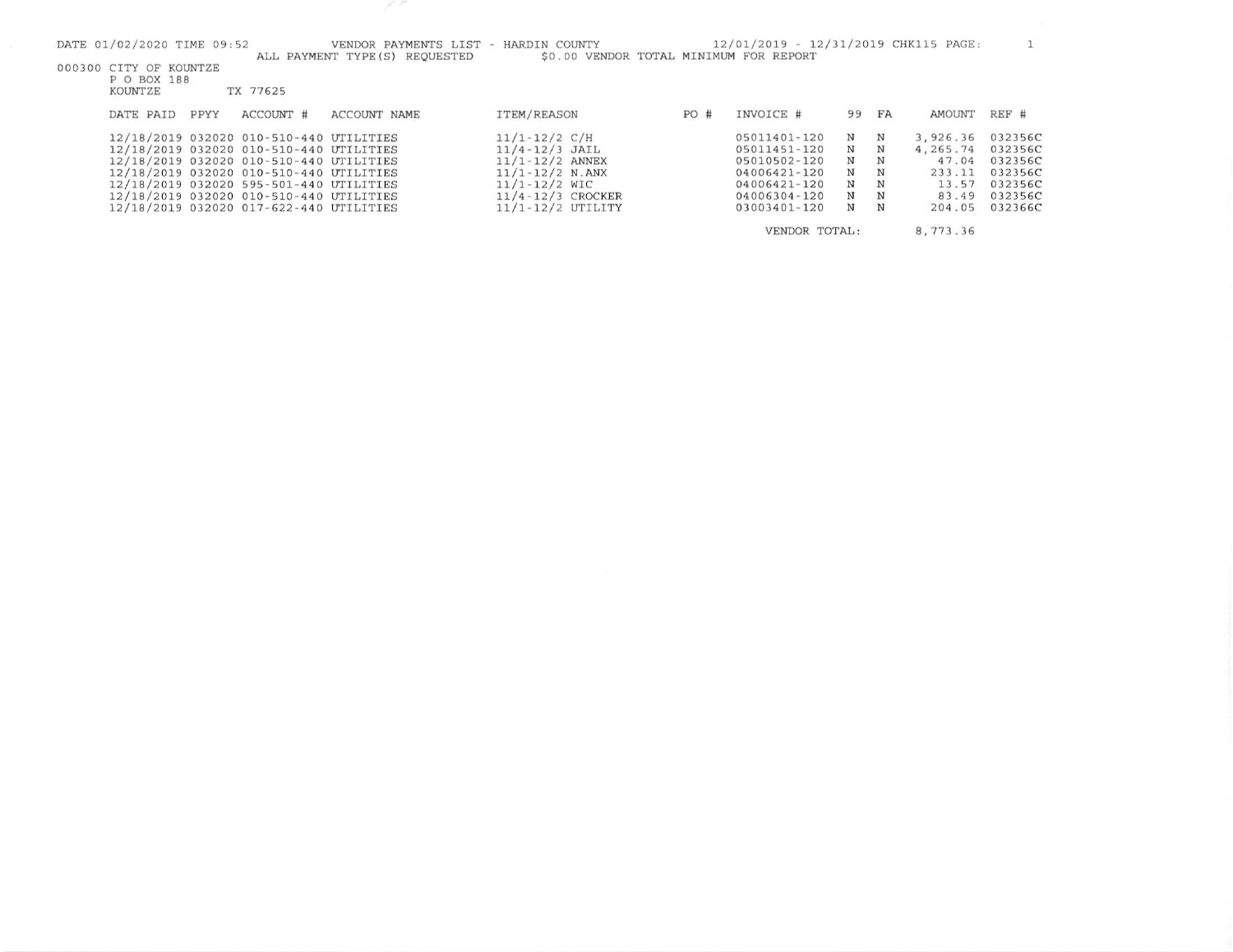DATE 01/02/2020 TIME 09:52 VENDOR PAYMENTS LIST - HARDIN COUNTY 12/01/2019 - 12/31/2019 CHK115 PAGE: 1

ALL PAYMENT TYPE(S) REQUESTED $0.00 VENDOR TOTAL MINIMUM FOR REPORT

000300 CITY OF KOUNTZE
P O BOX 188
KOUNTZE TX 77625

| DATE PAID | PPYY | ACCOUNT # | ACCOUNT NAME | ITEM/REASON | PO # | INVOICE # | 99 | FA | AMOUNT | REF # |
|---|---|---|---|---|---|---|---|---|---|---|
| 12/18/2019 | 032020 | 010-510-440 | UTILITIES | 11/1-12/2 C/H | | 05011401-120 | N | N | 3,926.36 | 032356C |
| 12/18/2019 | 032020 | 010-510-440 | UTILITIES | 11/4-12/3 JAIL | | 05011451-120 | N | N | 4,265.74 | 032356C |
| 12/18/2019 | 032020 | 010-510-440 | UTILITIES | 11/1-12/2 ANNEX | | 05010502-120 | N | N | 47.04 | 032356C |
| 12/18/2019 | 032020 | 010-510-440 | UTILITIES | 11/1-12/2 N.ANX | | 04006421-120 | N | N | 233.11 | 032356C |
| 12/18/2019 | 032020 | 595-501-440 | UTILITIES | 11/1-12/2 WIC | | 04006421-120 | N | N | 13.57 | 032356C |
| 12/18/2019 | 032020 | 010-510-440 | UTILITIES | 11/4-12/3 CROCKER | | 04006304-120 | N | N | 83.49 | 032356C |
| 12/18/2019 | 032020 | 017-622-440 | UTILITIES | 11/1-12/2 UTILITY | | 03003401-120 | N | N | 204.05 | 032366C |
| | | | | | | VENDOR TOTAL: | | | 8,773.36 | |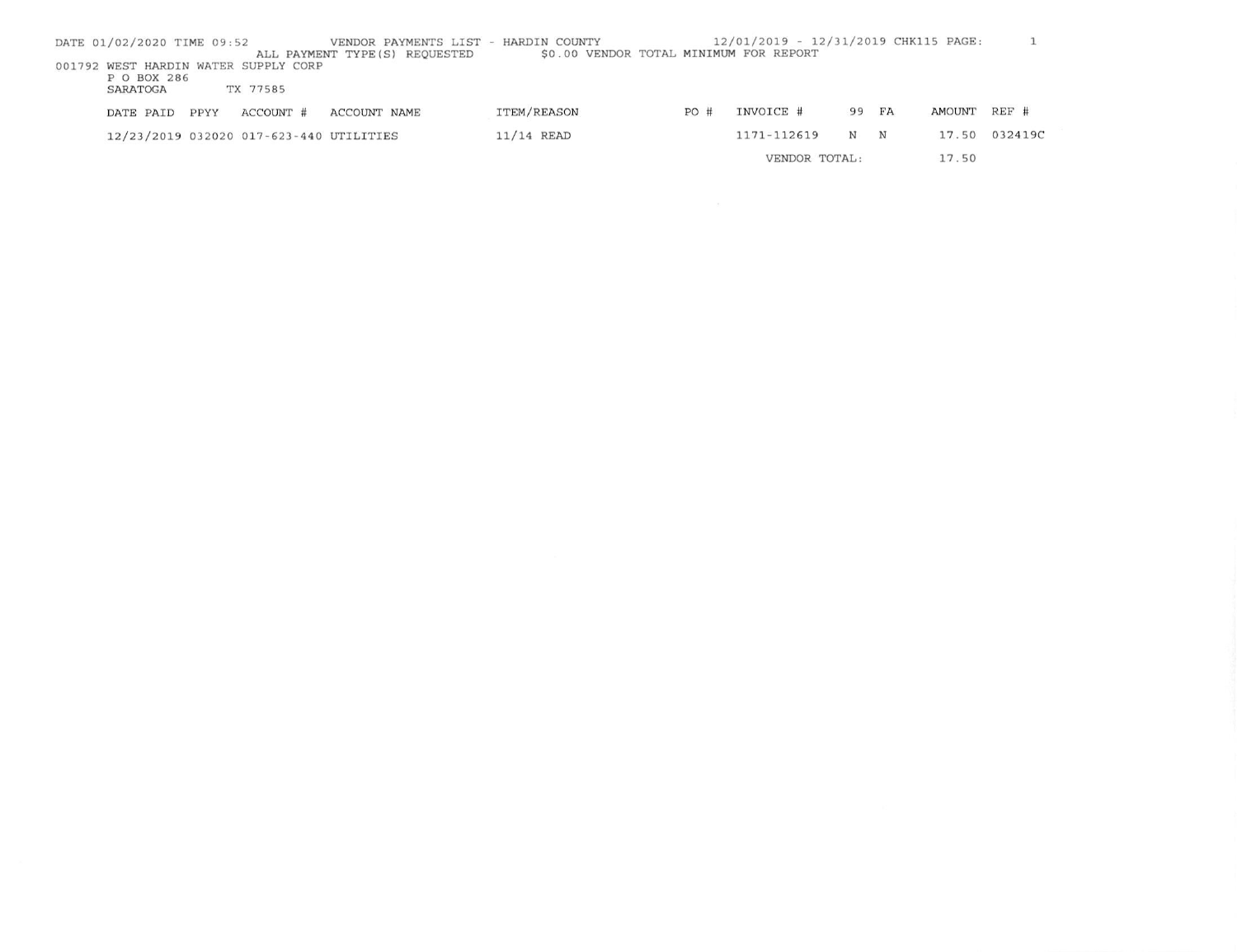DATE 01/02/2020 TIME 09:52 VENDOR PAYMENTS LIST - HARDIN COUNTY 12/01/2019 - 12/31/2019 CHK115 PAGE: 1

ALL PAYMENT TYPE(S) REQUESTED $0.00 VENDOR TOTAL MINIMUM FOR REPORT

001792 WEST HARDIN WATER SUPPLY CORP
P O BOX 286
SARATOGA TX 77585

| DATE PAID | PPYY | ACCOUNT # | ACCOUNT NAME | ITEM/REASON | PO # | INVOICE # | 99 | FA | AMOUNT | REF # |
|---|---|---|---|---|---|---|---|---|---|---|
| 12/23/2019 | 032020 | 017-623-440 | UTILITIES | 11/14 READ | | 1171-112619 | N | N | 17.50 | 032419C |
| | | | | | | VENDOR TOTAL: | | | 17.50 | |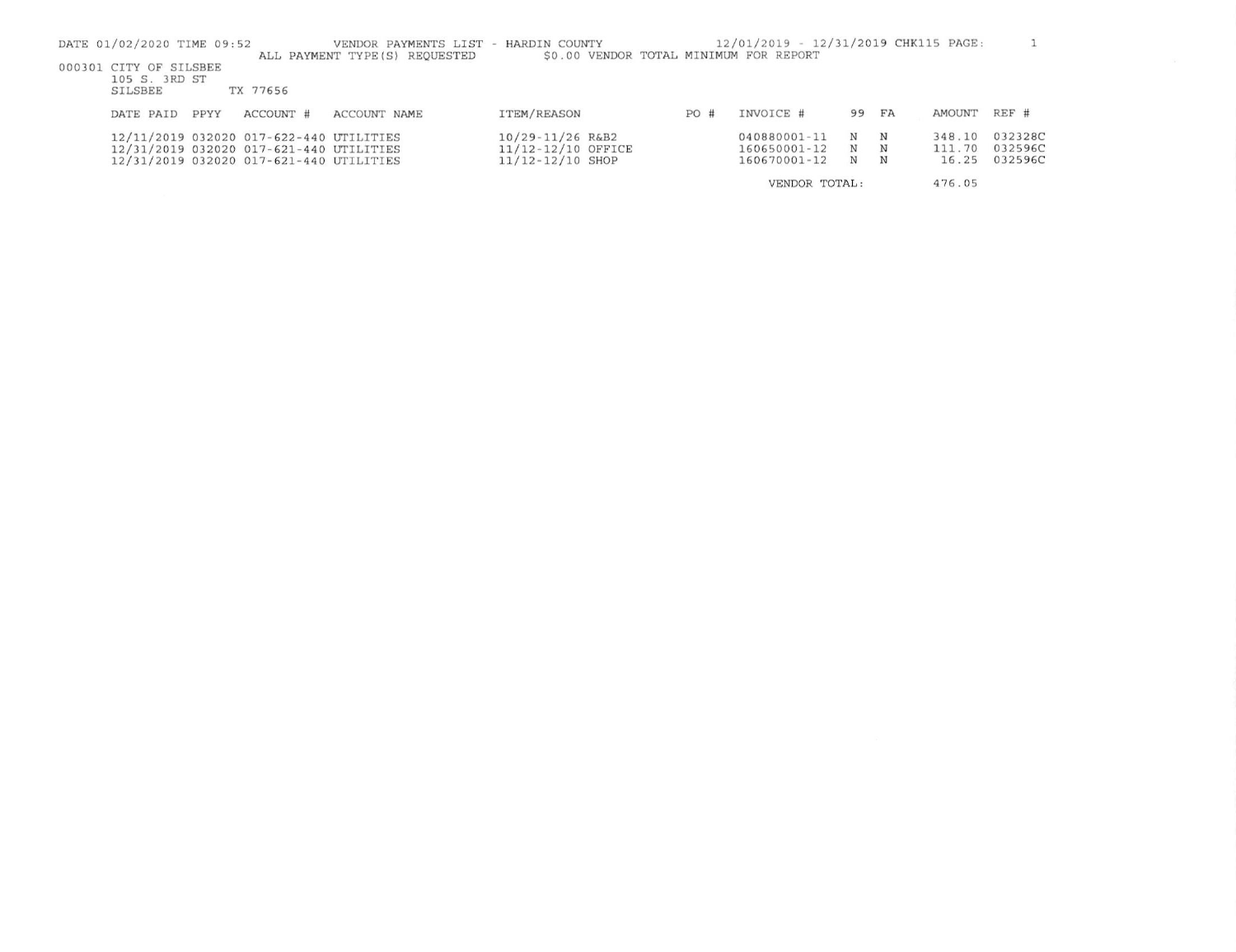DATE 01/02/2020 TIME 09:52 VENDOR PAYMENTS LIST - HARDIN COUNTY 12/01/2019 - 12/31/2019 CHK115 PAGE: 1

ALL PAYMENT TYPE(S) REQUESTED $0.00 VENDOR TOTAL MINIMUM FOR REPORT

000301 CITY OF SILSBEE
105 S. 3RD ST
SILSBEE TX 77656

| DATE PAID | PPYY | ACCOUNT # | ACCOUNT NAME | ITEM/REASON | PO # | INVOICE # | 99 | FA | AMOUNT | REF # |
|---|---|---|---|---|---|---|---|---|---|---|
| 12/11/2019 | 032020 | 017-622-440 | UTILITIES | 10/29-11/26 R&B2 | | 040880001-11 | N | N | 348.10 | 032328C |
| 12/31/2019 | 032020 | 017-621-440 | UTILITIES | 11/12-12/10 OFFICE | | 160650001-12 | N | N | 111.70 | 032596C |
| 12/31/2019 | 032020 | 017-621-440 | UTILITIES | 11/12-12/10 SHOP | | 160670001-12 | N | N | 16.25 | 032596C |
| | | | | | | VENDOR TOTAL: | | | 476.05 | |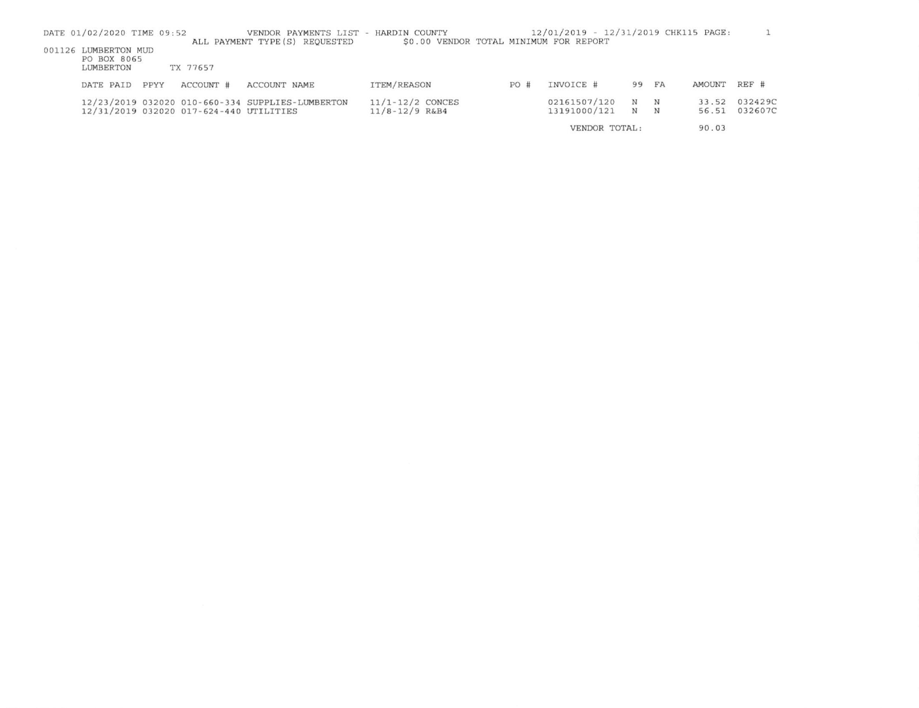DATE 01/02/2020 TIME 09:52 VENDOR PAYMENTS LIST - HARDIN COUNTY 12/01/2019 - 12/31/2019 CHK115 PAGE: 1

ALL PAYMENT TYPE(S) REQUESTED $0.00 VENDOR TOTAL MINIMUM FOR REPORT

001126 LUMBERTON MUD
PO BOX 8065
LUMBERTON TX 77657

| DATE PAID | PPYY | ACCOUNT # | ACCOUNT NAME | ITEM/REASON | PO # | INVOICE # | 99 | FA | AMOUNT | REF # |
|---|---|---|---|---|---|---|---|---|---|---|
| 12/23/2019 | 032020 | 010-660-334 | SUPPLIES-LUMBERTON | 11/1-12/2 CONCES | | 02161507/120 | N | N | 33.52 | 032429C |
| 12/31/2019 | 032020 | 017-624-440 | UTILITIES | 11/8-12/9 R&B4 | | 13191000/121 | N | N | 56.51 | 032607C |
| | | | | | | VENDOR TOTAL: | | | 90.03 | |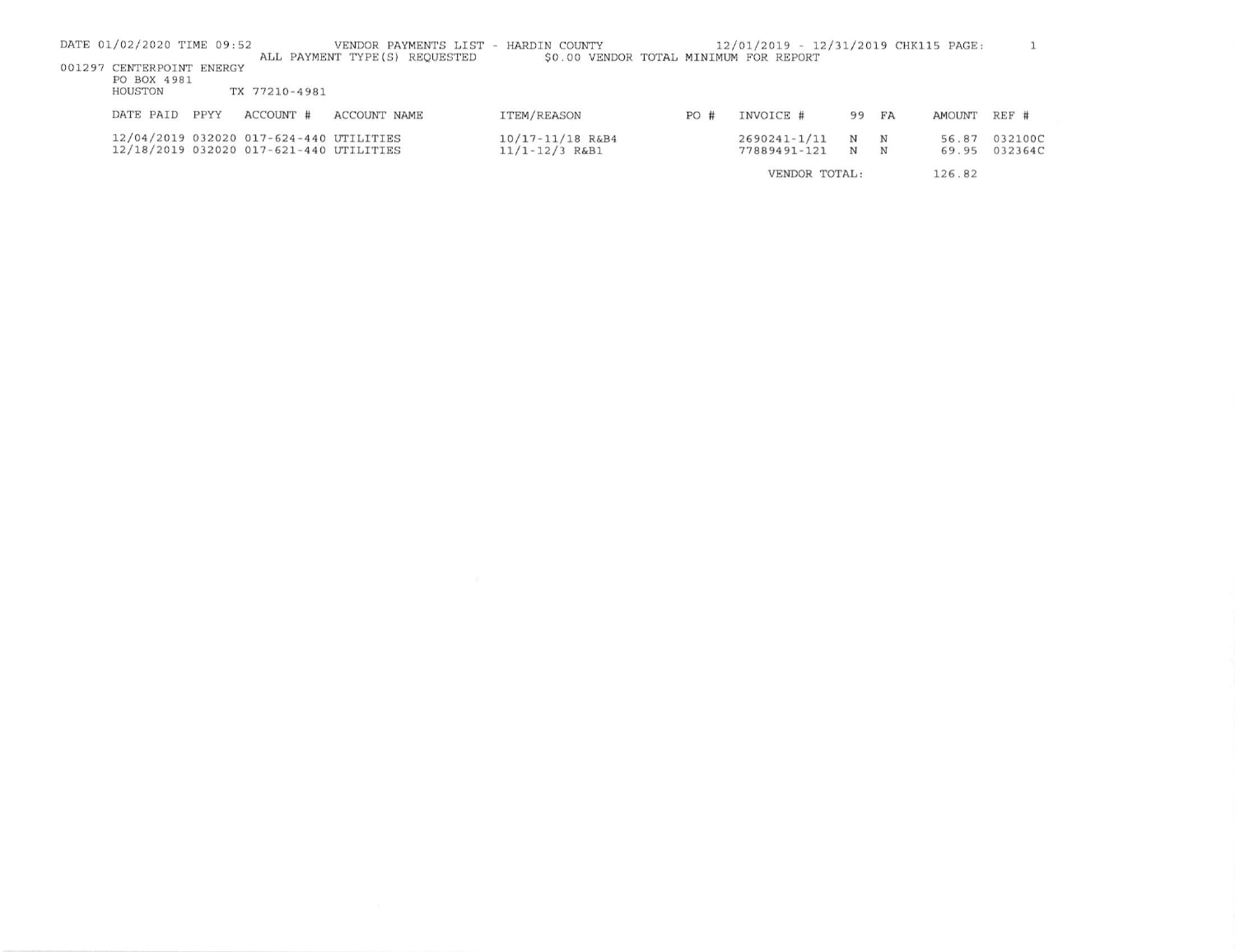DATE 01/02/2020 TIME 09:52 VENDOR PAYMENTS LIST - HARDIN COUNTY 12/01/2019 - 12/31/2019 CHK115 PAGE: 1

ALL PAYMENT TYPE(S) REQUESTED $0.00 VENDOR TOTAL MINIMUM FOR REPORT

001297 CENTERPOINT ENERGY
PO BOX 4981
HOUSTON TX 77210-4981

| DATE PAID | PPYY | ACCOUNT # | ACCOUNT NAME | ITEM/REASON | PO # | INVOICE # | 99 | FA | AMOUNT | REF # |
|---|---|---|---|---|---|---|---|---|---|---|
| 12/04/2019 | 032020 | 017-624-440 | UTILITIES | 10/17-11/18 R&B4 | | 2690241-1/11 | N | N | 56.87 | 032100C |
| 12/18/2019 | 032020 | 017-621-440 | UTILITIES | 11/1-12/3 R&B1 | | 77889491-121 | N | N | 69.95 | 032364C |
| | | | | | | VENDOR TOTAL: | | | 126.82 | |